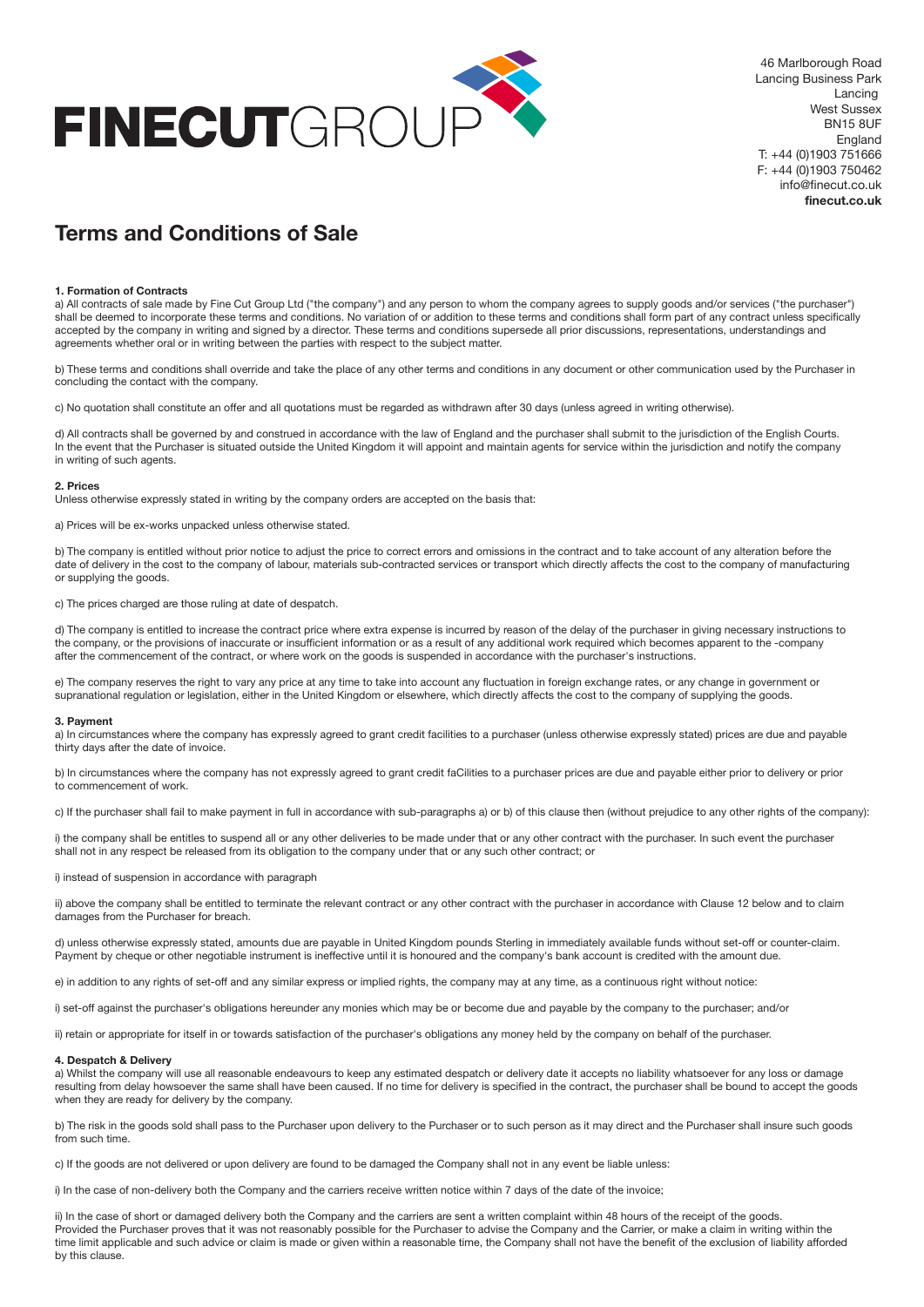**FINECUT**GROUP

46 Marlborough Road
Lancing Business Park
Lancing
West Sussex
BN15 8UF
England
T: +44 (0)1903 751666
F: +44 (0)1903 750462
info@finecut.co.uk
**finecut.co.uk**

# Terms and Conditions of Sale

### 1. Formation of Contracts

a) All contracts of sale made by Fine Cut Group Ltd ("the company") and any person to whom the company agrees to supply goods and/or services ("the purchaser") shall be deemed to incorporate these terms and conditions. No variation of or addition to these terms and conditions shall form part of any contract unless specifically accepted by the company in writing and signed by a director. These terms and conditions supersede all prior discussions, representations, understandings and agreements whether oral or in writing between the parties with respect to the subject matter.

b) These terms and conditions shall override and take the place of any other terms and conditions in any document or other communication used by the Purchaser in concluding the contact with the company.

c) No quotation shall constitute an offer and all quotations must be regarded as withdrawn after 30 days (unless agreed in writing otherwise).

d) All contracts shall be governed by and construed in accordance with the law of England and the purchaser shall submit to the jurisdiction of the English Courts. In the event that the Purchaser is situated outside the United Kingdom it will appoint and maintain agents for service within the jurisdiction and notify the company in writing of such agents.

### 2. Prices

Unless otherwise expressly stated in writing by the company orders are accepted on the basis that:

a) Prices will be ex-works unpacked unless otherwise stated.

b) The company is entitled without prior notice to adjust the price to correct errors and omissions in the contract and to take account of any alteration before the date of delivery in the cost to the company of labour, materials sub-contracted services or transport which directly affects the cost to the company of manufacturing or supplying the goods.

c) The prices charged are those ruling at date of despatch.

d) The company is entitled to increase the contract price where extra expense is incurred by reason of the delay of the purchaser in giving necessary instructions to the company, or the provisions of inaccurate or insufficient information or as a result of any additional work required which becomes apparent to the -company after the commencement of the contract, or where work on the goods is suspended in accordance with the purchaser's instructions.

e) The company reserves the right to vary any price at any time to take into account any fluctuation in foreign exchange rates, or any change in government or supranational regulation or legislation, either in the United Kingdom or elsewhere, which directly affects the cost to the company of supplying the goods.

### 3. Payment

a) In circumstances where the company has expressly agreed to grant credit facilities to a purchaser (unless otherwise expressly stated) prices are due and payable thirty days after the date of invoice.

b) In circumstances where the company has not expressly agreed to grant credit faCilities to a purchaser prices are due and payable either prior to delivery or prior to commencement of work.

c) If the purchaser shall fail to make payment in full in accordance with sub-paragraphs a) or b) of this clause then (without prejudice to any other rights of the company):

i) the company shall be entitles to suspend all or any other deliveries to be made under that or any other contract with the purchaser. In such event the purchaser shall not in any respect be released from its obligation to the company under that or any such other contract; or

i) instead of suspension in accordance with paragraph

ii) above the company shall be entitled to terminate the relevant contract or any other contract with the purchaser in accordance with Clause 12 below and to claim damages from the Purchaser for breach.

d) unless otherwise expressly stated, amounts due are payable in United Kingdom pounds Sterling in immediately available funds without set-off or counter-claim. Payment by cheque or other negotiable instrument is ineffective until it is honoured and the company's bank account is credited with the amount due.

e) in addition to any rights of set-off and any similar express or implied rights, the company may at any time, as a continuous right without notice:

i) set-off against the purchaser's obligations hereunder any monies which may be or become due and payable by the company to the purchaser; and/or

ii) retain or appropriate for itself in or towards satisfaction of the purchaser's obligations any money held by the company on behalf of the purchaser.

### 4. Despatch & Delivery

a) Whilst the company will use all reasonable endeavours to keep any estimated despatch or delivery date it accepts no liability whatsoever for any loss or damage resulting from delay howsoever the same shall have been caused. If no time for delivery is specified in the contract, the purchaser shall be bound to accept the goods when they are ready for delivery by the company.

b) The risk in the goods sold shall pass to the Purchaser upon delivery to the Purchaser or to such person as it may direct and the Purchaser shall insure such goods from such time.

c) If the goods are not delivered or upon delivery are found to be damaged the Company shall not in any event be liable unless:

i) In the case of non-delivery both the Company and the carriers receive written notice within 7 days of the date of the invoice;

ii) In the case of short or damaged delivery both the Company and the carriers are sent a written complaint within 48 hours of the receipt of the goods. Provided the Purchaser proves that it was not reasonably possible for the Purchaser to advise the Company and the Carrier, or make a claim in writing within the time limit applicable and such advice or claim is made or given within a reasonable time, the Company shall not have the benefit of the exclusion of liability afforded by this clause.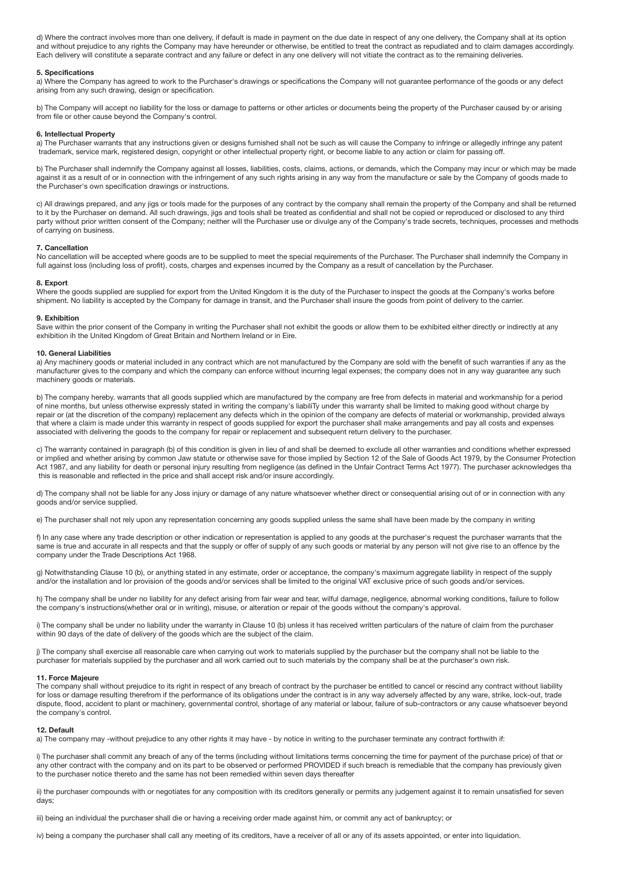d) Where the contract involves more than one delivery, if default is made in payment on the due date in respect of any one delivery, the Company shall at its option and without prejudice to any rights the Company may have hereunder or otherwise, be entitled to treat the contract as repudiated and to claim damages accordingly. Each delivery will constitute a separate contract and any failure or defect in any one delivery will not vitiate the contract as to the remaining deliveries.

**5. Specifications**

a) Where the Company has agreed to work to the Purchaser's drawings or specifications the Company will not guarantee performance of the goods or any defect arising from any such drawing, design or specification.

b) The Company will accept no liability for the loss or damage to patterns or other articles or documents being the property of the Purchaser caused by or arising from file or other cause beyond the Company's control.

**6. Intellectual Property**

a) The Purchaser warrants that any instructions given or designs furnished shall not be such as will cause the Company to infringe or allegedly infringe any patent trademark, service mark, registered design, copyright or other intellectual property right, or become liable to any action or claim for passing off.

b) The Purchaser shall indemnify the Company against all losses, liabilities, costs, claims, actions, or demands, which the Company may incur or which may be made against it as a result of or in connection with the infringement of any such rights arising in any way from the manufacture or sale by the Company of goods made to the Purchaser's own specification drawings or instructions.

c) All drawings prepared, and any jigs or tools made for the purposes of any contract by the company shall remain the property of the Company and shall be returned to it by the Purchaser on demand. All such drawings, jigs and tools shall be treated as confidential and shall not be copied or reproduced or disclosed to any third party without prior written consent of the Company; neither will the Purchaser use or divulge any of the Company's trade secrets, techniques, processes and methods of carrying on business.

**7. Cancellation**

No cancellation will be accepted where goods are to be supplied to meet the special requirements of the Purchaser. The Purchaser shall indemnify the Company in full against loss (including loss of profit}, costs, charges and expenses incurred by the Company as a result of cancellation by the Purchaser.

**8. Export**

Where the goods supplied are supplied for export from the United Kingdom it is the duty of the Purchaser to inspect the goods at the Company's works before shipment. No liability is accepted by the Company for damage in transit, and the Purchaser shall insure the goods from point of delivery to the carrier.

**9. Exhibition**

Save within the prior consent of the Company in writing the Purchaser shall not exhibit the goods or allow them to be exhibited either directly or indirectly at any exhibition ih the United Kingdom of Great Britain and Northern Ireland or in Eire.

**10. General Liabilities**

a) Any machinery goods or material included in any contract which are not manufactured by the Company are sold with the benefit of such warranties if any as the manufacturer gives to the company and which the company can enforce without incurring legal expenses; the company does not in any way guarantee any such machinery goods or materials.

b) The company hereby. warrants that all goods supplied which are manufactured by the company are free from defects in material and workmanship for a period of nine months, but unless otherwise expressly stated in writing the company's liabiliTy under this warranty shall be limited to making good without charge by repair or (at the discretion of the company) replacement any defects which in the opinion of the company are defects of material or workmanship, provided always that where a claim is made under this warranty in respect of goods supplied for export the purchaser shall make arrangements and pay all costs and expenses associated with delivering the goods to the company for repair or replacement and subsequent return delivery to the purchaser.

c) The warranty contained in paragraph (b) of this condition is given in lieu of and shall be deemed to exclude all other warranties and conditions whether expressed or implied and whether arising by common Jaw statute or otherwise save for those implied by Section 12 of the Sale of Goods Act 1979, by the Consumer Protection Act 1987, and any liability for death or personal injury resulting from negligence (as defined in the Unfair Contract Terms Act 1977). The purchaser acknowledges tha this is reasonable and reflected in the price and shall accept risk and/or insure accordingly.

d) The company shall not be liable for any Joss injury or damage of any nature whatsoever whether direct or consequential arising out of or in connection with any goods and/or service supplied.

e) The purchaser shall not rely upon any representation concerning any goods supplied unless the same shall have been made by the company in writing

f) In any case where any trade description or other indication or representation is applied to any goods at the purchaser's request the purchaser warrants that the same is true and accurate in all respects and that the supply or offer of supply of any such goods or material by any person will not give rise to an offence by the company under the Trade Descriptions Act 1968.

g) Notwithstanding Clause 10 (b), or anything stated in any estimate, order or acceptance, the company's maximum aggregate liability in respect of the supply and/or the installation and lor provision of the goods and/or services shall be limited to the original VAT exclusive price of such goods and/or services.

h) The company shall be under no liability for any defect arising from fair wear and tear, wilful damage, negligence, abnormal working conditions, failure to follow the company's instructions(whether oral or in writing), misuse, or alteration or repair of the goods without the company's approval.

i) The company shall be under no liability under the warranty in Clause 10 (b) unless it has received written particulars of the nature of claim from the purchaser within 90 days of the date of delivery of the goods which are the subject of the claim.

j) The company shall exercise all reasonable care when carrying out work to materials supplied by the purchaser but the company shall not be liable to the purchaser for materials supplied by the purchaser and all work carried out to such materials by the company shall be at the purchaser's own risk.

**11. Force Majeure**

The company shall without prejudice to its right in respect of any breach of contract by the purchaser be entitled to cancel or rescind any contract without liability for loss or damage resulting therefrom if the performance of its obligations under the contract is in any way adversely affected by any ware, strike, lock-out, trade dispute, flood, accident to plant or machinery, governmental control, shortage of any material or labour, failure of sub-contractors or any cause whatsoever beyond the company's control.

**12. Default**

a) The company may -without prejudice to any other rights it may have - by notice in writing to the purchaser terminate any contract forthwith if:

i) The purchaser shall commit any breach of any of the terms (including without limitations terms concerning the time for payment of the purchase price) of that or any other contract with the company and on its part to be observed or performed PROVIDED if such breach is remediable that the company has previously given to the purchaser notice thereto and the same has not been remedied within seven days thereafter

ii) the purchaser compounds with or negotiates for any composition with its creditors generally or permits any judgement against it to remain unsatisfied for seven days;

iii) being an individual the purchaser shall die or having a receiving order made against him, or commit any act of bankruptcy; or

iv) being a company the purchaser shall call any meeting of its creditors, have a receiver of all or any of its assets appointed, or enter into liquidation.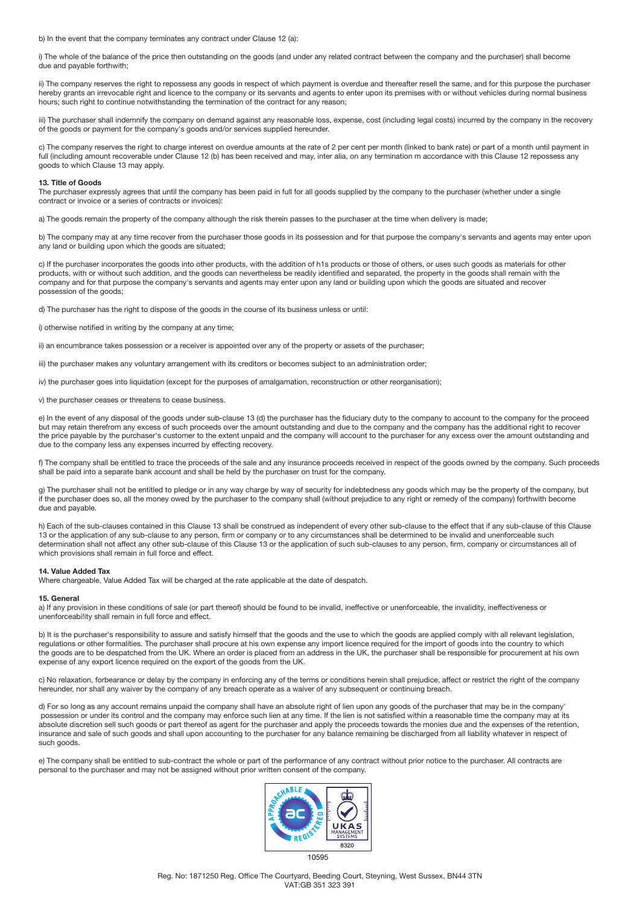b) In the event that the company terminates any contract under Clause 12 (a):

i) The whole of the balance of the price then outstanding on the goods (and under any related contract between the company and the purchaser) shall become due and payable forthwith;

ii) The company reserves the right to repossess any goods in respect of which payment is overdue and thereafter resell the same, and for this purpose the purchaser hereby grants an irrevocable right and licence to the company or its servants and agents to enter upon its premises with or without vehicles during normal business hours; such right to continue notwithstanding the termination of the contract for any reason;

iii) The purchaser shall indemnify the company on demand against any reasonable loss, expense, cost (including legal costs) incurred by the company in the recovery of the goods or payment for the company's goods and/or services supplied hereunder.

c) The company reserves the right to charge interest on overdue amounts at the rate of 2 per cent per month (linked to bank rate) or part of a month until payment in full (including amount recoverable under Clause 12 (b) has been received and may, inter alia, on any termination m accordance with this Clause 12 repossess any goods to which Clause 13 may apply.

**13. Title of Goods**
The purchaser expressly agrees that until the company has been paid in full for all goods supplied by the company to the purchaser (whether under a single contract or invoice or a series of contracts or invoices):

a) The goods remain the property of the company although the risk therein passes to the purchaser at the time when delivery is made;

b) The company may at any time recover from the purchaser those goods in its possession and for that purpose the company's servants and agents may enter upon any land or building upon which the goods are situated;

c) If the purchaser incorporates the goods into other products, with the addition of h1s products or those of others, or uses such goods as materials for other products, with or without such addition, and the goods can nevertheless be readily identified and separated, the property in the goods shall remain with the company and for that purpose the company's servants and agents may enter upon any land or building upon which the goods are situated and recover possession of the goods;

d) The purchaser has the right to dispose of the goods in the course of its business unless or until:

i) otherwise notified in writing by the company at any time;

ii) an encumbrance takes possession or a receiver is appointed over any of the property or assets of the purchaser;

iii) the purchaser makes any voluntary arrangement with its creditors or becomes subject to an administration order;

iv) the purchaser goes into liquidation (except for the purposes of amalgamation, reconstruction or other reorganisation);

v) the purchaser ceases or threatens to cease business.

e) In the event of any disposal of the goods under sub-clause 13 (d) the purchaser has the fiduciary duty to the company to account to the company for the proceed but may retain therefrom any excess of such proceeds over the amount outstanding and due to the company and the company has the additional right to recover the price payable by the purchaser's customer to the extent unpaid and the company will account to the purchaser for any excess over the amount outstanding and due to the company less any expenses incurred by effecting recovery.

f) The company shall be entitled to trace the proceeds of the sale and any insurance proceeds received in respect of the goods owned by the company. Such proceeds shall be paid into a separate bank account and shall be held by the purchaser on trust for the company.

g) The purchaser shall not be entitled to pledge or in any way charge by way of security for indebtedness any goods which may be the property of the company, but if the purchaser does so, all the money owed by the purchaser to the company shall (without prejudice to any right or remedy of the company) forthwith become due and payable.

h) Each of the sub-clauses contained in this Clause 13 shall be construed as independent of every other sub-clause to the effect that if any sub-clause of this Clause 13 or the application of any sub-clause to any person, firm or company or to any circumstances shall be determined to be invalid and unenforceable such determination shall not affect any other sub-clause of this Clause 13 or the application of such sub-clauses to any person, firm, company or circumstances all of which provisions shall remain in full force and effect.

**14. Value Added Tax**
Where chargeable, Value Added Tax will be charged at the rate applicable at the date of despatch.

**15. General**
a) If any provision in these conditions of sale (or part thereof) should be found to be invalid, ineffective or unenforceable, the invalidity, ineffectiveness or unenforceability shall remain in full force and effect.

b) It is the purchaser's responsibility to assure and satisfy himself that the goods and the use to which the goods are applied comply with all relevant legislation, regulations or other formalities. The purchaser shall procure at his own expense any import licence required for the import of goods into the country to which the goods are to be despatched from the UK. Where an order is placed from an address in the UK, the purchaser shall be responsible for procurement at his own expense of any export licence required on the export of the goods from the UK.

c) No relaxation, forbearance or delay by the company in enforcing any of the terms or conditions herein shall prejudice, affect or restrict the right of the company hereunder, nor shall any waiver by the company of any breach operate as a waiver of any subsequent or continuing breach.

d) For so long as any account remains unpaid the company shall have an absolute right of lien upon any goods of the purchaser that may be in the company' possession or under its control and the company may enforce such lien at any time. If the lien is not satisfied within a reasonable time the company may at its absolute discretion sell such goods or part thereof as agent for the purchaser and apply the proceeds towards the monies due and the expenses of the retention, insurance and sale of such goods and shall upon accounting to the purchaser for any balance remaining be discharged from all liability whatever in respect of such goods.

e) The company shall be entitled to sub-contract the whole or part of the performance of any contract without prior notice to the purchaser. All contracts are personal to the purchaser and may not be assigned without prior written consent of the company.

APPROACHABLE REGISTERED ac | UKAS MANAGEMENT SYSTEMS 8320

10595

Reg. No: 1871250 Reg. Office The Courtyard, Beeding Court, Steyning, West Sussex, BN44 3TN
VAT:GB 351 323 391